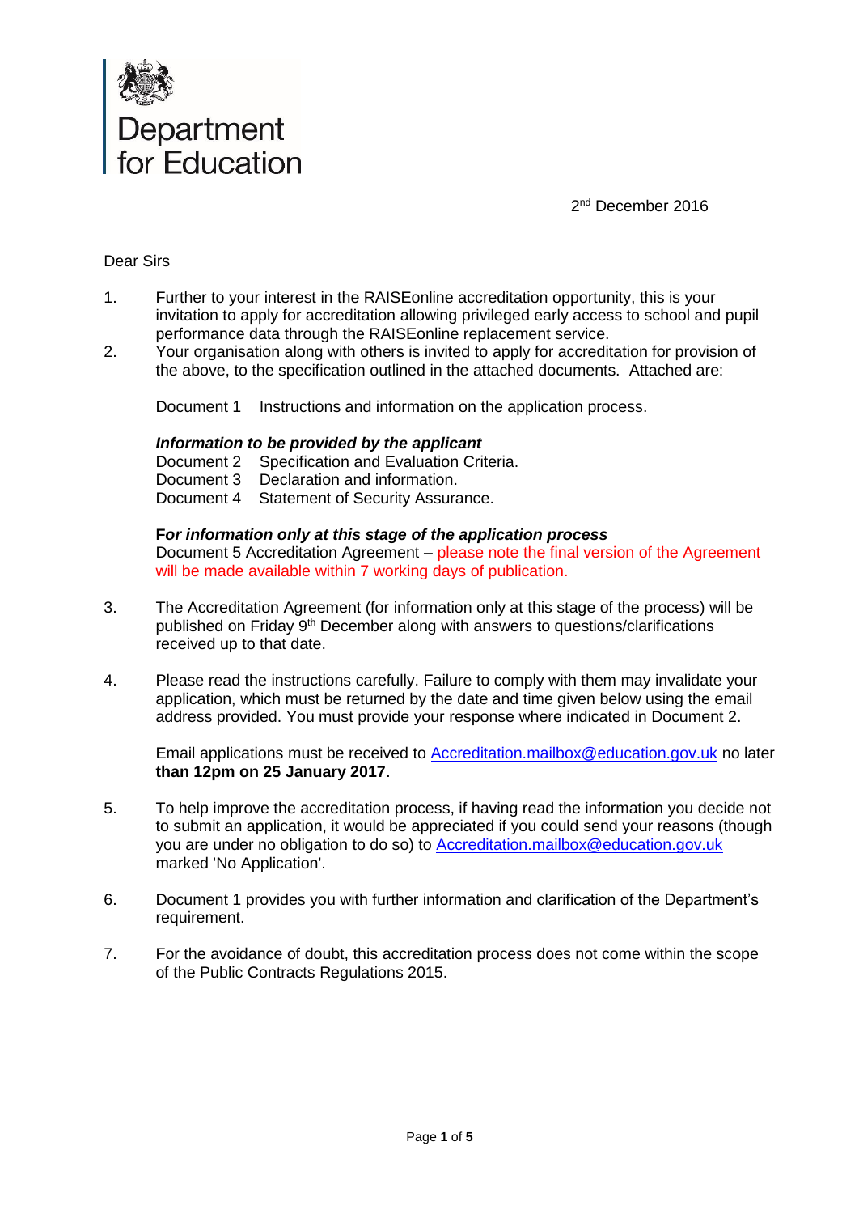Department for Education

2nd December 2016

Dear Sirs

1. Further to your interest in the RAISEonline accreditation opportunity, this is your invitation to apply for accreditation allowing privileged early access to school and pupil performance data through the RAISEonline replacement service.
2. Your organisation along with others is invited to apply for accreditation for provision of the above, to the specification outlined in the attached documents. Attached are:

   Document 1 Instructions and information on the application process.

   ***Information to be provided by the applicant***
   Document 2 Specification and Evaluation Criteria.
   Document 3 Declaration and information.
   Document 4 Statement of Security Assurance.

   **F*or information only at this stage of the application process***
   Document 5 Accreditation Agreement – please note the final version of the Agreement will be made available within 7 working days of publication.

3. The Accreditation Agreement (for information only at this stage of the process) will be published on Friday 9th December along with answers to questions/clarifications received up to that date.

4. Please read the instructions carefully. Failure to comply with them may invalidate your application, which must be returned by the date and time given below using the email address provided. You must provide your response where indicated in Document 2.

   Email applications must be received to Accreditation.mailbox@education.gov.uk no later **than 12pm on 25 January 2017.**

5. To help improve the accreditation process, if having read the information you decide not to submit an application, it would be appreciated if you could send your reasons (though you are under no obligation to do so) to Accreditation.mailbox@education.gov.uk marked 'No Application'.

6. Document 1 provides you with further information and clarification of the Department's requirement.

7. For the avoidance of doubt, this accreditation process does not come within the scope of the Public Contracts Regulations 2015.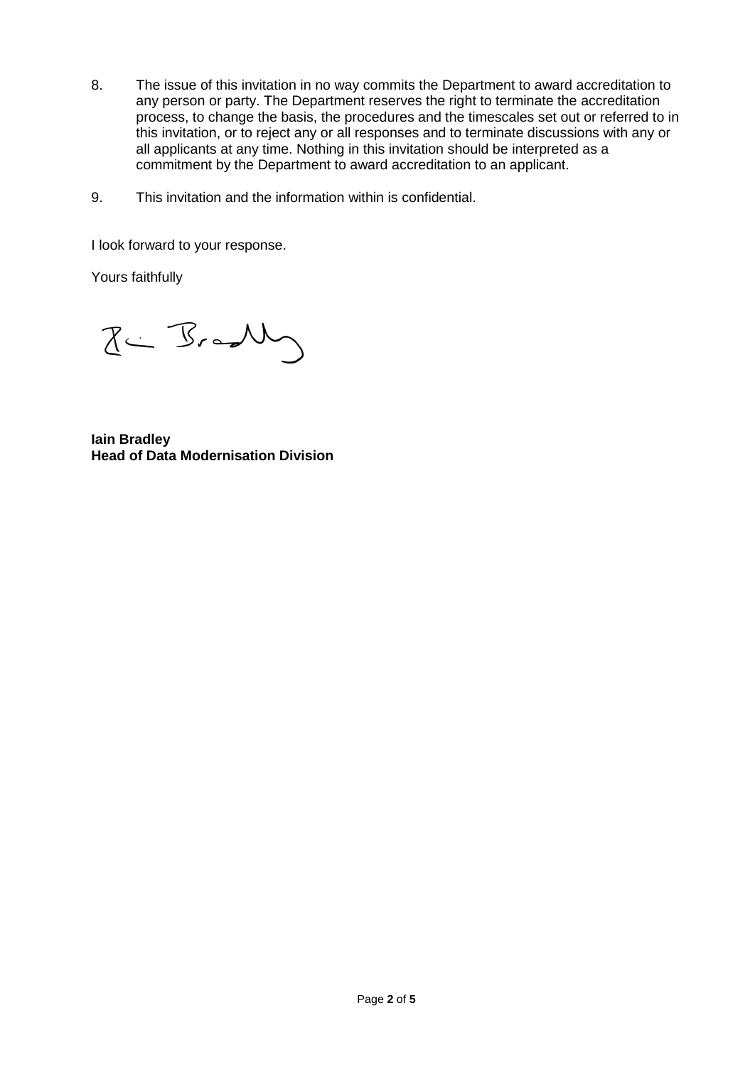8. The issue of this invitation in no way commits the Department to award accreditation to any person or party. The Department reserves the right to terminate the accreditation process, to change the basis, the procedures and the timescales set out or referred to in this invitation, or to reject any or all responses and to terminate discussions with any or all applicants at any time. Nothing in this invitation should be interpreted as a commitment by the Department to award accreditation to an applicant.

9. This invitation and the information within is confidential.

I look forward to your response.

Yours faithfully

**Iain Bradley**
**Head of Data Modernisation Division**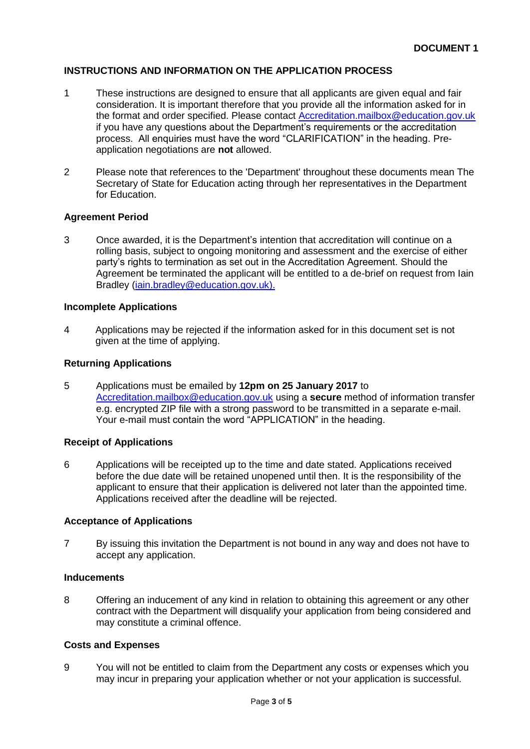**DOCUMENT 1**

## INSTRUCTIONS AND INFORMATION ON THE APPLICATION PROCESS

1 These instructions are designed to ensure that all applicants are given equal and fair consideration. It is important therefore that you provide all the information asked for in the format and order specified. Please contact Accreditation.mailbox@education.gov.uk if you have any questions about the Department's requirements or the accreditation process. All enquiries must have the word "CLARIFICATION" in the heading. Pre-application negotiations are **not** allowed.

2 Please note that references to the 'Department' throughout these documents mean The Secretary of State for Education acting through her representatives in the Department for Education.

### Agreement Period

3 Once awarded, it is the Department's intention that accreditation will continue on a rolling basis, subject to ongoing monitoring and assessment and the exercise of either party's rights to termination as set out in the Accreditation Agreement. Should the Agreement be terminated the applicant will be entitled to a de-brief on request from Iain Bradley (iain.bradley@education.gov.uk).

### Incomplete Applications

4 Applications may be rejected if the information asked for in this document set is not given at the time of applying.

### Returning Applications

5 Applications must be emailed by **12pm on 25 January 2017** to Accreditation.mailbox@education.gov.uk using a **secure** method of information transfer e.g. encrypted ZIP file with a strong password to be transmitted in a separate e-mail. Your e-mail must contain the word "APPLICATION" in the heading.

### Receipt of Applications

6 Applications will be receipted up to the time and date stated. Applications received before the due date will be retained unopened until then. It is the responsibility of the applicant to ensure that their application is delivered not later than the appointed time. Applications received after the deadline will be rejected.

### Acceptance of Applications

7 By issuing this invitation the Department is not bound in any way and does not have to accept any application.

### Inducements

8 Offering an inducement of any kind in relation to obtaining this agreement or any other contract with the Department will disqualify your application from being considered and may constitute a criminal offence.

### Costs and Expenses

9 You will not be entitled to claim from the Department any costs or expenses which you may incur in preparing your application whether or not your application is successful.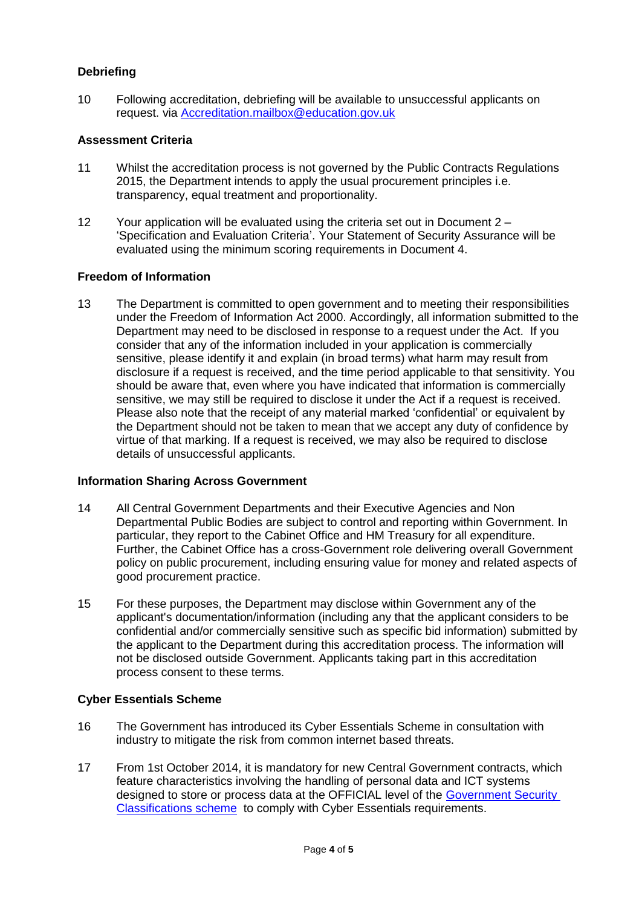**Debriefing**

10 Following accreditation, debriefing will be available to unsuccessful applicants on request. via [Accreditation.mailbox@education.gov.uk](mailto:Accreditation.mailbox@education.gov.uk)

**Assessment Criteria**

11 Whilst the accreditation process is not governed by the Public Contracts Regulations 2015, the Department intends to apply the usual procurement principles i.e. transparency, equal treatment and proportionality.

12 Your application will be evaluated using the criteria set out in Document 2 – 'Specification and Evaluation Criteria'. Your Statement of Security Assurance will be evaluated using the minimum scoring requirements in Document 4.

**Freedom of Information**

13 The Department is committed to open government and to meeting their responsibilities under the Freedom of Information Act 2000. Accordingly, all information submitted to the Department may need to be disclosed in response to a request under the Act. If you consider that any of the information included in your application is commercially sensitive, please identify it and explain (in broad terms) what harm may result from disclosure if a request is received, and the time period applicable to that sensitivity. You should be aware that, even where you have indicated that information is commercially sensitive, we may still be required to disclose it under the Act if a request is received. Please also note that the receipt of any material marked 'confidential' or equivalent by the Department should not be taken to mean that we accept any duty of confidence by virtue of that marking. If a request is received, we may also be required to disclose details of unsuccessful applicants.

**Information Sharing Across Government**

14 All Central Government Departments and their Executive Agencies and Non Departmental Public Bodies are subject to control and reporting within Government. In particular, they report to the Cabinet Office and HM Treasury for all expenditure. Further, the Cabinet Office has a cross-Government role delivering overall Government policy on public procurement, including ensuring value for money and related aspects of good procurement practice.

15 For these purposes, the Department may disclose within Government any of the applicant's documentation/information (including any that the applicant considers to be confidential and/or commercially sensitive such as specific bid information) submitted by the applicant to the Department during this accreditation process. The information will not be disclosed outside Government. Applicants taking part in this accreditation process consent to these terms.

**Cyber Essentials Scheme**

16 The Government has introduced its Cyber Essentials Scheme in consultation with industry to mitigate the risk from common internet based threats.

17 From 1st October 2014, it is mandatory for new Central Government contracts, which feature characteristics involving the handling of personal data and ICT systems designed to store or process data at the OFFICIAL level of the Government Security Classifications scheme to comply with Cyber Essentials requirements.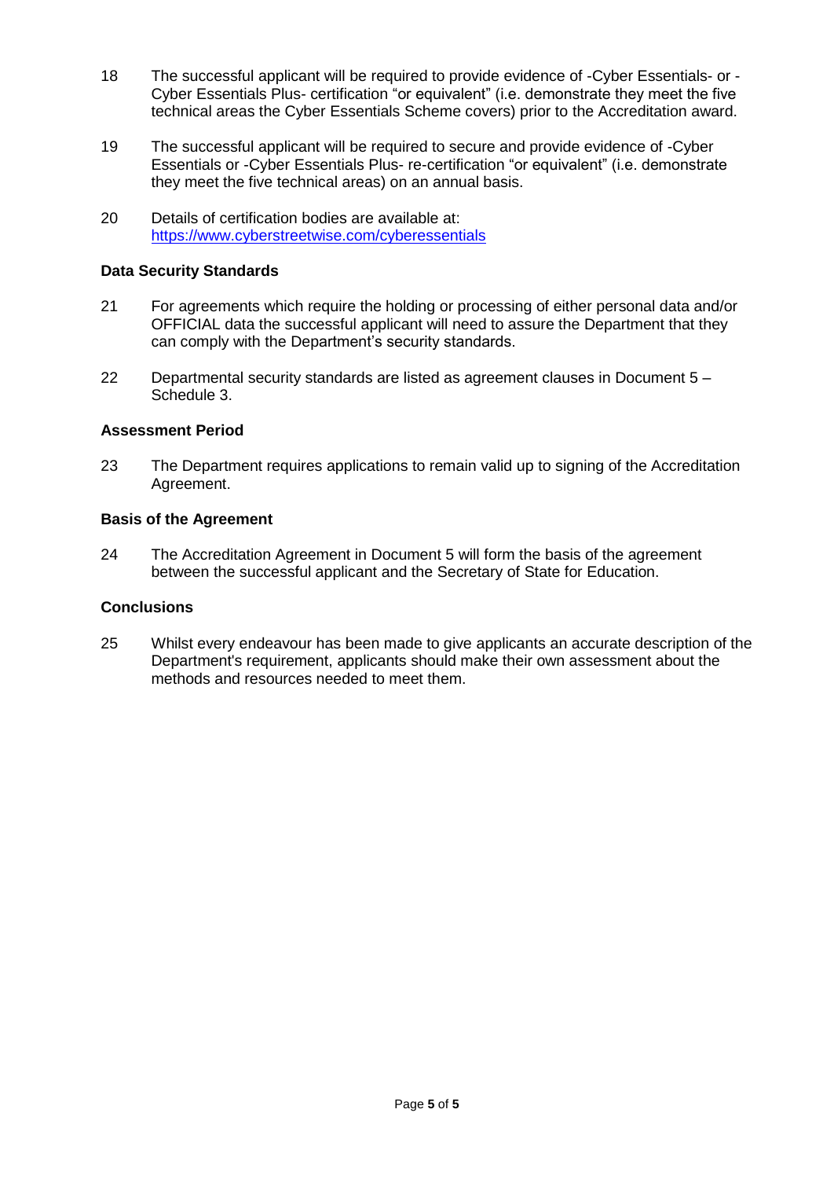18 The successful applicant will be required to provide evidence of -Cyber Essentials- or -Cyber Essentials Plus- certification "or equivalent" (i.e. demonstrate they meet the five technical areas the Cyber Essentials Scheme covers) prior to the Accreditation award.

19 The successful applicant will be required to secure and provide evidence of -Cyber Essentials or -Cyber Essentials Plus- re-certification "or equivalent" (i.e. demonstrate they meet the five technical areas) on an annual basis.

20 Details of certification bodies are available at: [https://www.cyberstreetwise.com/cyberessentials](https://www.cyberstreetwise.com/cyberessentials)

**Data Security Standards**

21 For agreements which require the holding or processing of either personal data and/or OFFICIAL data the successful applicant will need to assure the Department that they can comply with the Department's security standards.

22 Departmental security standards are listed as agreement clauses in Document 5 – Schedule 3.

**Assessment Period**

23 The Department requires applications to remain valid up to signing of the Accreditation Agreement.

**Basis of the Agreement**

24 The Accreditation Agreement in Document 5 will form the basis of the agreement between the successful applicant and the Secretary of State for Education.

**Conclusions**

25 Whilst every endeavour has been made to give applicants an accurate description of the Department's requirement, applicants should make their own assessment about the methods and resources needed to meet them.